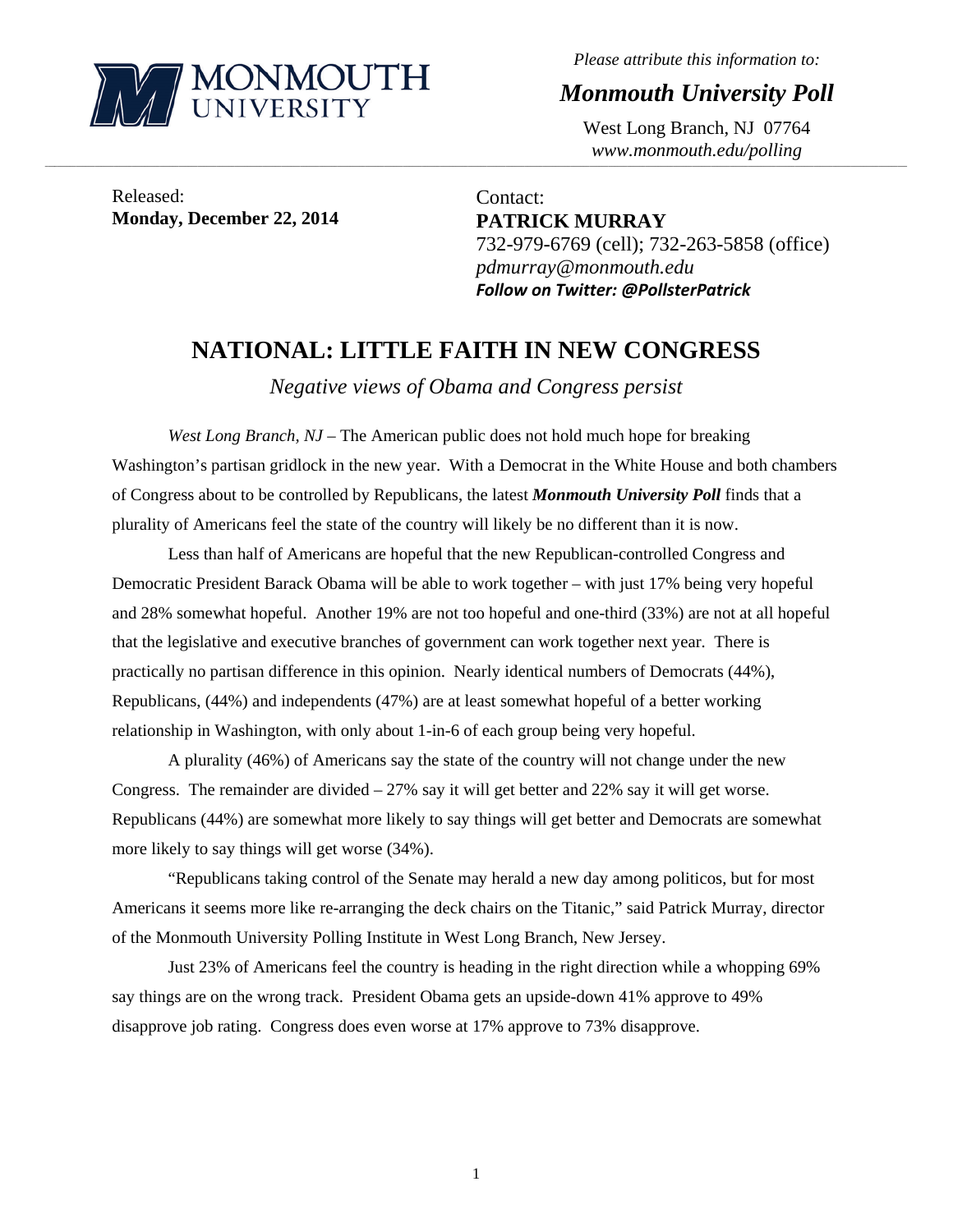MONMOUTH UNIVERSITY

*Please attribute this information to:*

***Monmouth University Poll***

West Long Branch, NJ 07764
*www.monmouth.edu/polling*

Released:
**Monday, December 22, 2014**

Contact:
**PATRICK MURRAY**
732-979-6769 (cell); 732-263-5858 (office)
*pdmurray@monmouth.edu*
***Follow on Twitter: @PollsterPatrick***

# NATIONAL: LITTLE FAITH IN NEW CONGRESS

*Negative views of Obama and Congress persist*

*West Long Branch, NJ* – The American public does not hold much hope for breaking Washington's partisan gridlock in the new year. With a Democrat in the White House and both chambers of Congress about to be controlled by Republicans, the latest ***Monmouth University Poll*** finds that a plurality of Americans feel the state of the country will likely be no different than it is now.

Less than half of Americans are hopeful that the new Republican-controlled Congress and Democratic President Barack Obama will be able to work together – with just 17% being very hopeful and 28% somewhat hopeful. Another 19% are not too hopeful and one-third (33%) are not at all hopeful that the legislative and executive branches of government can work together next year. There is practically no partisan difference in this opinion. Nearly identical numbers of Democrats (44%), Republicans, (44%) and independents (47%) are at least somewhat hopeful of a better working relationship in Washington, with only about 1-in-6 of each group being very hopeful.

A plurality (46%) of Americans say the state of the country will not change under the new Congress. The remainder are divided – 27% say it will get better and 22% say it will get worse. Republicans (44%) are somewhat more likely to say things will get better and Democrats are somewhat more likely to say things will get worse (34%).

"Republicans taking control of the Senate may herald a new day among politicos, but for most Americans it seems more like re-arranging the deck chairs on the Titanic," said Patrick Murray, director of the Monmouth University Polling Institute in West Long Branch, New Jersey.

Just 23% of Americans feel the country is heading in the right direction while a whopping 69% say things are on the wrong track. President Obama gets an upside-down 41% approve to 49% disapprove job rating. Congress does even worse at 17% approve to 73% disapprove.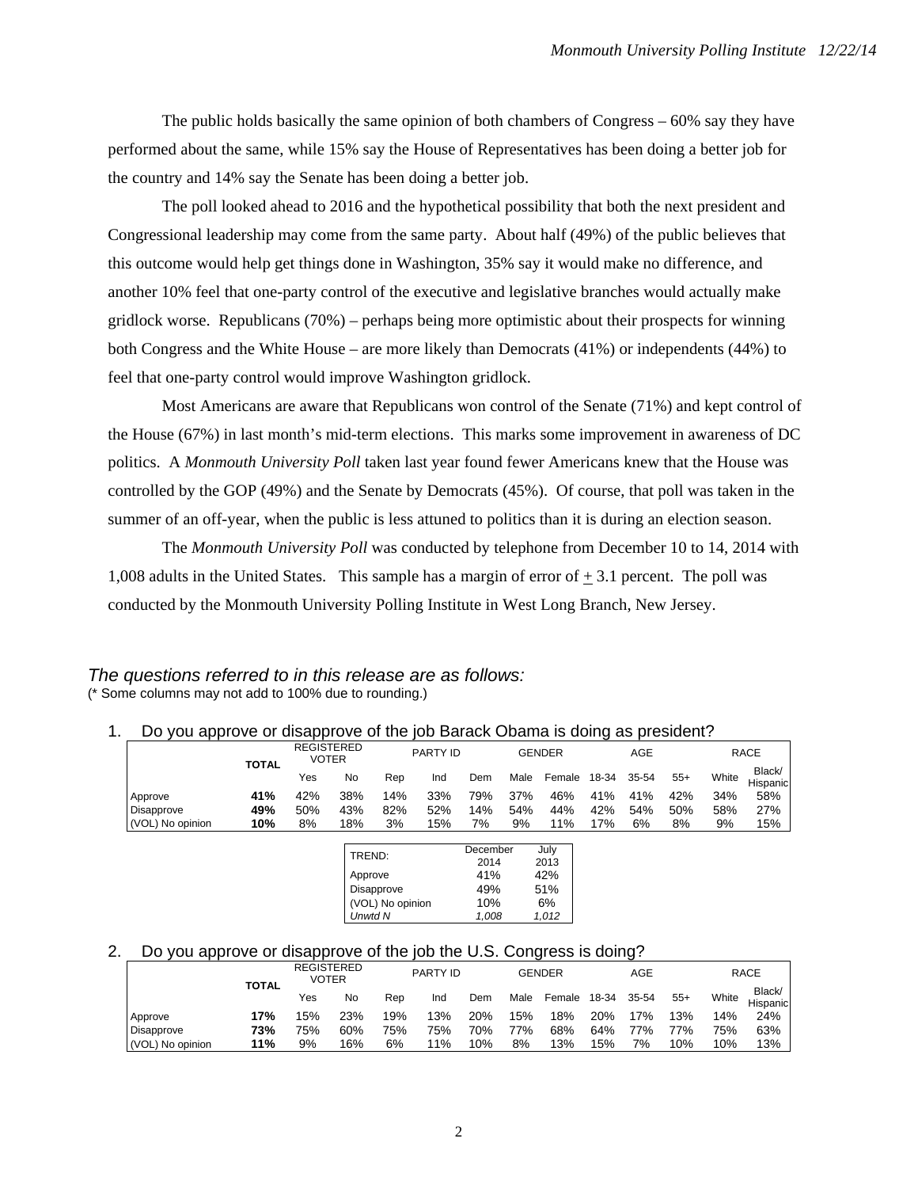The public holds basically the same opinion of both chambers of Congress – 60% say they have performed about the same, while 15% say the House of Representatives has been doing a better job for the country and 14% say the Senate has been doing a better job.

The poll looked ahead to 2016 and the hypothetical possibility that both the next president and Congressional leadership may come from the same party. About half (49%) of the public believes that this outcome would help get things done in Washington, 35% say it would make no difference, and another 10% feel that one-party control of the executive and legislative branches would actually make gridlock worse. Republicans (70%) – perhaps being more optimistic about their prospects for winning both Congress and the White House – are more likely than Democrats (41%) or independents (44%) to feel that one-party control would improve Washington gridlock.

Most Americans are aware that Republicans won control of the Senate (71%) and kept control of the House (67%) in last month's mid-term elections. This marks some improvement in awareness of DC politics. A *Monmouth University Poll* taken last year found fewer Americans knew that the House was controlled by the GOP (49%) and the Senate by Democrats (45%). Of course, that poll was taken in the summer of an off-year, when the public is less attuned to politics than it is during an election season.

The *Monmouth University Poll* was conducted by telephone from December 10 to 14, 2014 with 1,008 adults in the United States. This sample has a margin of error of ± 3.1 percent. The poll was conducted by the Monmouth University Polling Institute in West Long Branch, New Jersey.

*The questions referred to in this release are as follows:*
(* Some columns may not add to 100% due to rounding.)

1. Do you approve or disapprove of the job Barack Obama is doing as president?

| | TOTAL | REGISTERED VOTER | | PARTY ID | | | GENDER | | AGE | | | RACE | |
|---|---|---|---|---|---|---|---|---|---|---|---|---|---|
| | | Yes | No | Rep | Ind | Dem | Male | Female | 18-34 | 35-54 | 55+ | White | Black/ Hispanic |
| Approve | **41%** | 42% | 38% | 14% | 33% | 79% | 37% | 46% | 41% | 41% | 42% | 34% | 58% |
| Disapprove | **49%** | 50% | 43% | 82% | 52% | 14% | 54% | 44% | 42% | 54% | 50% | 58% | 27% |
| (VOL) No opinion | **10%** | 8% | 18% | 3% | 15% | 7% | 9% | 11% | 17% | 6% | 8% | 9% | 15% |

| TREND: | December 2014 | July 2013 |
|---|---|---|
| Approve | 41% | 42% |
| Disapprove | 49% | 51% |
| (VOL) No opinion | 10% | 6% |
| *Unwtd N* | *1,008* | *1,012* |

2. Do you approve or disapprove of the job the U.S. Congress is doing?

| | TOTAL | REGISTERED VOTER | | PARTY ID | | | GENDER | | AGE | | | RACE | |
|---|---|---|---|---|---|---|---|---|---|---|---|---|---|
| | | Yes | No | Rep | Ind | Dem | Male | Female | 18-34 | 35-54 | 55+ | White | Black/ Hispanic |
| Approve | **17%** | 15% | 23% | 19% | 13% | 20% | 15% | 18% | 20% | 17% | 13% | 14% | 24% |
| Disapprove | **73%** | 75% | 60% | 75% | 75% | 70% | 77% | 68% | 64% | 77% | 77% | 75% | 63% |
| (VOL) No opinion | **11%** | 9% | 16% | 6% | 11% | 10% | 8% | 13% | 15% | 7% | 10% | 10% | 13% |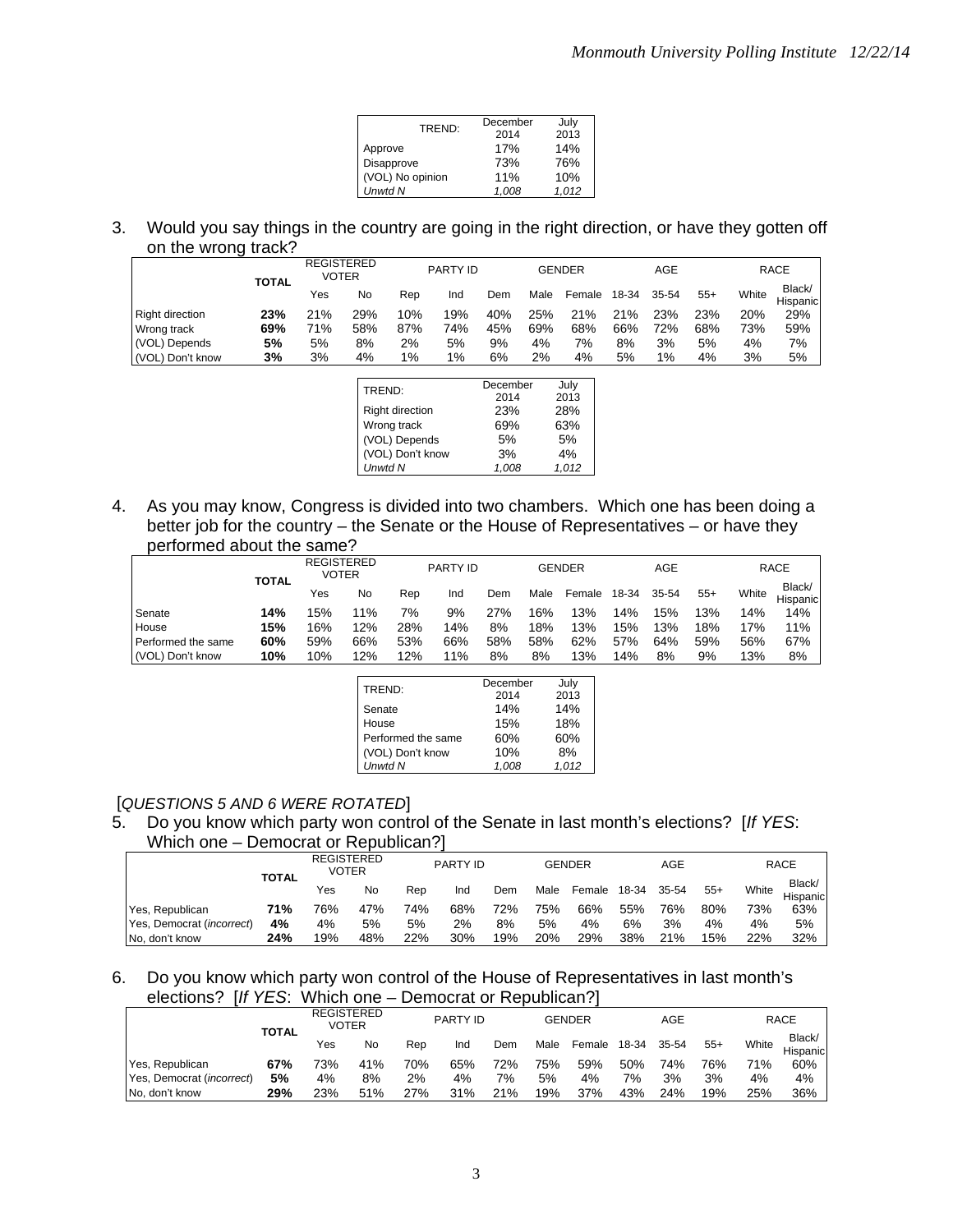| TREND: | December 2014 | July 2013 |
|---|---|---|
| Approve | 17% | 14% |
| Disapprove | 73% | 76% |
| (VOL) No opinion | 11% | 10% |
| *Unwtd N* | *1,008* | *1,012* |

3. Would you say things in the country are going in the right direction, or have they gotten off on the wrong track?

| | TOTAL | REGISTERED VOTER | | PARTY ID | | | GENDER | | AGE | | | RACE | |
|---|---|---|---|---|---|---|---|---|---|---|---|---|---|
| | | Yes | No | Rep | Ind | Dem | Male | Female | 18-34 | 35-54 | 55+ | White | Black/ Hispanic |
| Right direction | **23%** | 21% | 29% | 10% | 19% | 40% | 25% | 21% | 21% | 23% | 23% | 20% | 29% |
| Wrong track | **69%** | 71% | 58% | 87% | 74% | 45% | 69% | 68% | 66% | 72% | 68% | 73% | 59% |
| (VOL) Depends | **5%** | 5% | 8% | 2% | 5% | 9% | 4% | 7% | 8% | 3% | 5% | 4% | 7% |
| (VOL) Don't know | **3%** | 3% | 4% | 1% | 1% | 6% | 2% | 4% | 5% | 1% | 4% | 3% | 5% |

| TREND: | December 2014 | July 2013 |
|---|---|---|
| Right direction | 23% | 28% |
| Wrong track | 69% | 63% |
| (VOL) Depends | 5% | 5% |
| (VOL) Don't know | 3% | 4% |
| *Unwtd N* | *1,008* | *1,012* |

4. As you may know, Congress is divided into two chambers. Which one has been doing a better job for the country – the Senate or the House of Representatives – or have they performed about the same?

| | TOTAL | REGISTERED VOTER | | PARTY ID | | | GENDER | | AGE | | | RACE | |
|---|---|---|---|---|---|---|---|---|---|---|---|---|---|
| | | Yes | No | Rep | Ind | Dem | Male | Female | 18-34 | 35-54 | 55+ | White | Black/ Hispanic |
| Senate | **14%** | 15% | 11% | 7% | 9% | 27% | 16% | 13% | 14% | 15% | 13% | 14% | 14% |
| House | **15%** | 16% | 12% | 28% | 14% | 8% | 18% | 13% | 15% | 13% | 18% | 17% | 11% |
| Performed the same | **60%** | 59% | 66% | 53% | 66% | 58% | 58% | 62% | 57% | 64% | 59% | 56% | 67% |
| (VOL) Don't know | **10%** | 10% | 12% | 12% | 11% | 8% | 8% | 13% | 14% | 8% | 9% | 13% | 8% |

| TREND: | December 2014 | July 2013 |
|---|---|---|
| Senate | 14% | 14% |
| House | 15% | 18% |
| Performed the same | 60% | 60% |
| (VOL) Don't know | 10% | 8% |
| *Unwtd N* | *1,008* | *1,012* |

[*QUESTIONS 5 AND 6 WERE ROTATED*]

5. Do you know which party won control of the Senate in last month's elections? [*If YES*: Which one – Democrat or Republican?]

| | TOTAL | REGISTERED VOTER | | PARTY ID | | | GENDER | | AGE | | | RACE | |
|---|---|---|---|---|---|---|---|---|---|---|---|---|---|
| | | Yes | No | Rep | Ind | Dem | Male | Female | 18-34 | 35-54 | 55+ | White | Black/ Hispanic |
| Yes, Republican | **71%** | 76% | 47% | 74% | 68% | 72% | 75% | 66% | 55% | 76% | 80% | 73% | 63% |
| Yes, Democrat (*incorrect*) | **4%** | 4% | 5% | 5% | 2% | 8% | 5% | 4% | 6% | 3% | 4% | 4% | 5% |
| No, don't know | **24%** | 19% | 48% | 22% | 30% | 19% | 20% | 29% | 38% | 21% | 15% | 22% | 32% |

6. Do you know which party won control of the House of Representatives in last month's elections? [*If YES*: Which one – Democrat or Republican?]

| | TOTAL | REGISTERED VOTER | | PARTY ID | | | GENDER | | AGE | | | RACE | |
|---|---|---|---|---|---|---|---|---|---|---|---|---|---|
| | | Yes | No | Rep | Ind | Dem | Male | Female | 18-34 | 35-54 | 55+ | White | Black/ Hispanic |
| Yes, Republican | **67%** | 73% | 41% | 70% | 65% | 72% | 75% | 59% | 50% | 74% | 76% | 71% | 60% |
| Yes, Democrat (*incorrect*) | **5%** | 4% | 8% | 2% | 4% | 7% | 5% | 4% | 7% | 3% | 3% | 4% | 4% |
| No, don't know | **29%** | 23% | 51% | 27% | 31% | 21% | 19% | 37% | 43% | 24% | 19% | 25% | 36% |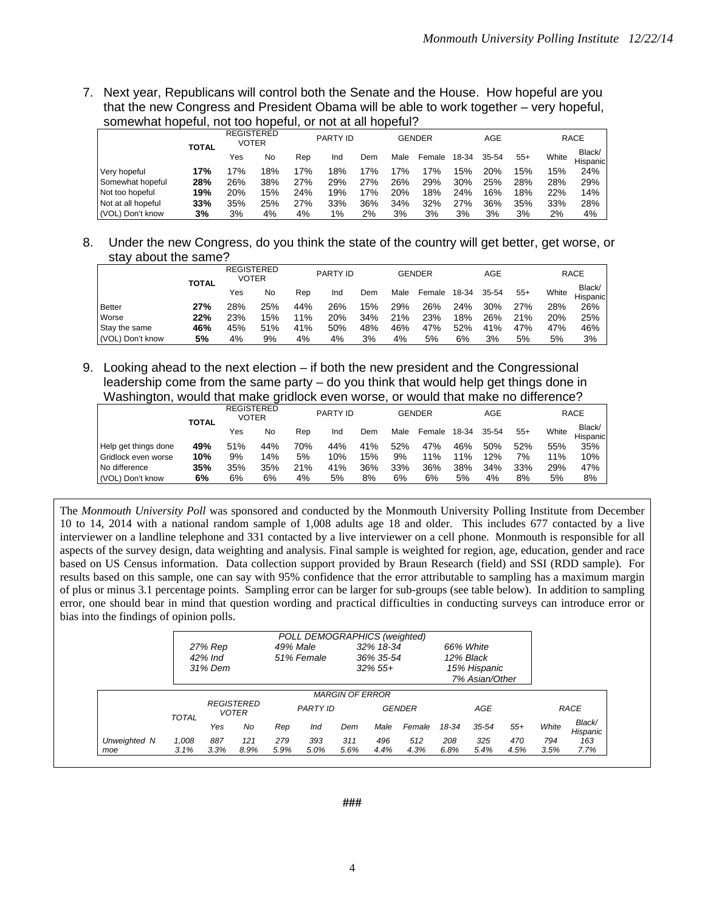7. Next year, Republicans will control both the Senate and the House. How hopeful are you that the new Congress and President Obama will be able to work together – very hopeful, somewhat hopeful, not too hopeful, or not at all hopeful?

| | TOTAL | REGISTERED VOTER | | PARTY ID | | | GENDER | | AGE | | | RACE | |
|---|---|---|---|---|---|---|---|---|---|---|---|---|---|
| | | Yes | No | Rep | Ind | Dem | Male | Female | 18-34 | 35-54 | 55+ | White | Black/ Hispanic |
| Very hopeful | **17%** | 17% | 18% | 17% | 18% | 17% | 17% | 17% | 15% | 20% | 15% | 15% | 24% |
| Somewhat hopeful | **28%** | 26% | 38% | 27% | 29% | 27% | 26% | 29% | 30% | 25% | 28% | 28% | 29% |
| Not too hopeful | **19%** | 20% | 15% | 24% | 19% | 17% | 20% | 18% | 24% | 16% | 18% | 22% | 14% |
| Not at all hopeful | **33%** | 35% | 25% | 27% | 33% | 36% | 34% | 32% | 27% | 36% | 35% | 33% | 28% |
| (VOL) Don't know | **3%** | 3% | 4% | 4% | 1% | 2% | 3% | 3% | 3% | 3% | 3% | 2% | 4% |

8. Under the new Congress, do you think the state of the country will get better, get worse, or stay about the same?

| | TOTAL | REGISTERED VOTER | | PARTY ID | | | GENDER | | AGE | | | RACE | |
|---|---|---|---|---|---|---|---|---|---|---|---|---|---|
| | | Yes | No | Rep | Ind | Dem | Male | Female | 18-34 | 35-54 | 55+ | White | Black/ Hispanic |
| Better | **27%** | 28% | 25% | 44% | 26% | 15% | 29% | 26% | 24% | 30% | 27% | 28% | 26% |
| Worse | **22%** | 23% | 15% | 11% | 20% | 34% | 21% | 23% | 18% | 26% | 21% | 20% | 25% |
| Stay the same | **46%** | 45% | 51% | 41% | 50% | 48% | 46% | 47% | 52% | 41% | 47% | 47% | 46% |
| (VOL) Don't know | **5%** | 4% | 9% | 4% | 4% | 3% | 4% | 5% | 6% | 3% | 5% | 5% | 3% |

9. Looking ahead to the next election – if both the new president and the Congressional leadership come from the same party – do you think that would help get things done in Washington, would that make gridlock even worse, or would that make no difference?

| | TOTAL | REGISTERED VOTER | | PARTY ID | | | GENDER | | AGE | | | RACE | |
|---|---|---|---|---|---|---|---|---|---|---|---|---|---|
| | | Yes | No | Rep | Ind | Dem | Male | Female | 18-34 | 35-54 | 55+ | White | Black/ Hispanic |
| Help get things done | **49%** | 51% | 44% | 70% | 44% | 41% | 52% | 47% | 46% | 50% | 52% | 55% | 35% |
| Gridlock even worse | **10%** | 9% | 14% | 5% | 10% | 15% | 9% | 11% | 11% | 12% | 7% | 11% | 10% |
| No difference | **35%** | 35% | 35% | 21% | 41% | 36% | 33% | 36% | 38% | 34% | 33% | 29% | 47% |
| (VOL) Don't know | **6%** | 6% | 6% | 4% | 5% | 8% | 6% | 6% | 5% | 4% | 8% | 5% | 8% |

The *Monmouth University Poll* was sponsored and conducted by the Monmouth University Polling Institute from December 10 to 14, 2014 with a national random sample of 1,008 adults age 18 and older. This includes 677 contacted by a live interviewer on a landline telephone and 331 contacted by a live interviewer on a cell phone. Monmouth is responsible for all aspects of the survey design, data weighting and analysis. Final sample is weighted for region, age, education, gender and race based on US Census information. Data collection support provided by Braun Research (field) and SSI (RDD sample). For results based on this sample, one can say with 95% confidence that the error attributable to sampling has a maximum margin of plus or minus 3.1 percentage points. Sampling error can be larger for sub-groups (see table below). In addition to sampling error, one should bear in mind that question wording and practical difficulties in conducting surveys can introduce error or bias into the findings of opinion polls.

*POLL DEMOGRAPHICS (weighted)*

| | | | |
|---|---|---|---|
| *27% Rep* | *49% Male* | *32% 18-34* | *66% White* |
| *42% Ind* | *51% Female* | *36% 35-54* | *12% Black* |
| *31% Dem* | | *32% 55+* | *15% Hispanic* |
| | | | *7% Asian/Other* |

*MARGIN OF ERROR*

| | *TOTAL* | *REGISTERED VOTER* | | *PARTY ID* | | | *GENDER* | | *AGE* | | | *RACE* | |
|---|---|---|---|---|---|---|---|---|---|---|---|---|---|
| | | *Yes* | *No* | *Rep* | *Ind* | *Dem* | *Male* | *Female* | *18-34* | *35-54* | *55+* | *White* | *Black/ Hispanic* |
| *Unweighted N* | *1,008* | *887* | *121* | *279* | *393* | *311* | *496* | *512* | *208* | *325* | *470* | *794* | *163* |
| *moe* | *3.1%* | *3.3%* | *8.9%* | *5.9%* | *5.0%* | *5.6%* | *4.4%* | *4.3%* | *6.8%* | *5.4%* | *4.5%* | *3.5%* | *7.7%* |

###